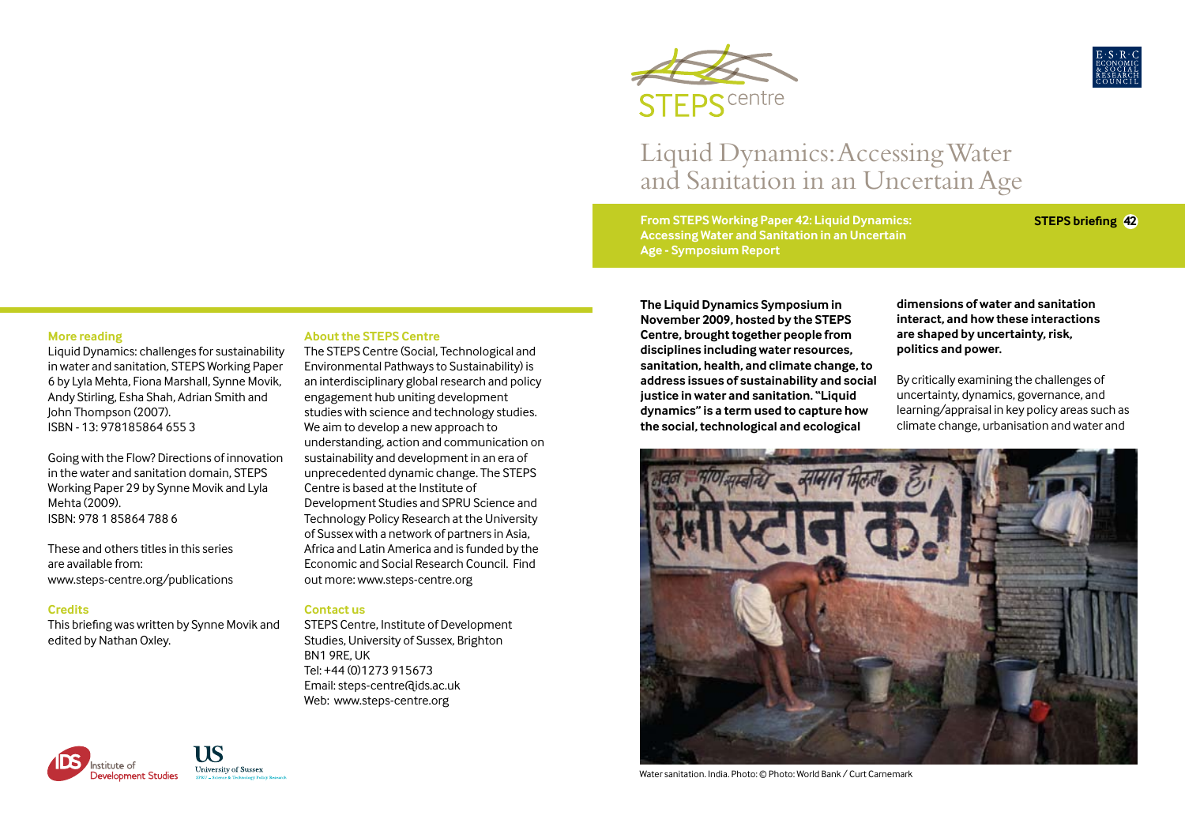# Liquid Dynamics: Accessing Water and Sanitation in an Uncertain Age

**From STEPS Working Paper 42: Liquid Dynamics: Accessing Water and Sanitation in an Uncertain Age - Symposium Report**

**STEPS briefing 42**

**The Liquid Dynamics Symposium in November 2009, hosted by the STEPS Centre, brought together people from disciplines including water resources, sanitation, health, and climate change, to address issues of sustainability and social justice in water and sanitation. "Liquid dynamics" is a term used to capture how the social, technological and ecological dimensions of water and sanitation interact, and how these interactions are shaped by uncertainty, risk, politics and power.**

By critically examining the challenges of uncertainty, dynamics, governance, and learning/appraisal in key policy areas such as climate change, urbanisation and water and

Water sanitation. India. Photo: © Photo: World Bank / Curt Carnemark

### More reading

Liquid Dynamics: challenges for sustainability in water and sanitation, STEPS Working Paper 6 by Lyla Mehta, Fiona Marshall, Synne Movik, Andy Stirling, Esha Shah, Adrian Smith and John Thompson (2007).
ISBN - 13: 978185864 655 3

Going with the Flow? Directions of innovation in the water and sanitation domain, STEPS Working Paper 29 by Synne Movik and Lyla Mehta (2009).
ISBN: 978 1 85864 788 6

These and others titles in this series are available from:
www.steps-centre.org/publications

### Credits

This briefing was written by Synne Movik and edited by Nathan Oxley.

### About the STEPS Centre

The STEPS Centre (Social, Technological and Environmental Pathways to Sustainability) is an interdisciplinary global research and policy engagement hub uniting development studies with science and technology studies. We aim to develop a new approach to understanding, action and communication on sustainability and development in an era of unprecedented dynamic change. The STEPS Centre is based at the Institute of Development Studies and SPRU Science and Technology Policy Research at the University of Sussex with a network of partners in Asia, Africa and Latin America and is funded by the Economic and Social Research Council. Find out more: www.steps-centre.org

### Contact us

STEPS Centre, Institute of Development Studies, University of Sussex, Brighton BN1 9RE, UK
Tel: +44 (0)1273 915673
Email: steps-centre@ids.ac.uk
Web: www.steps-centre.org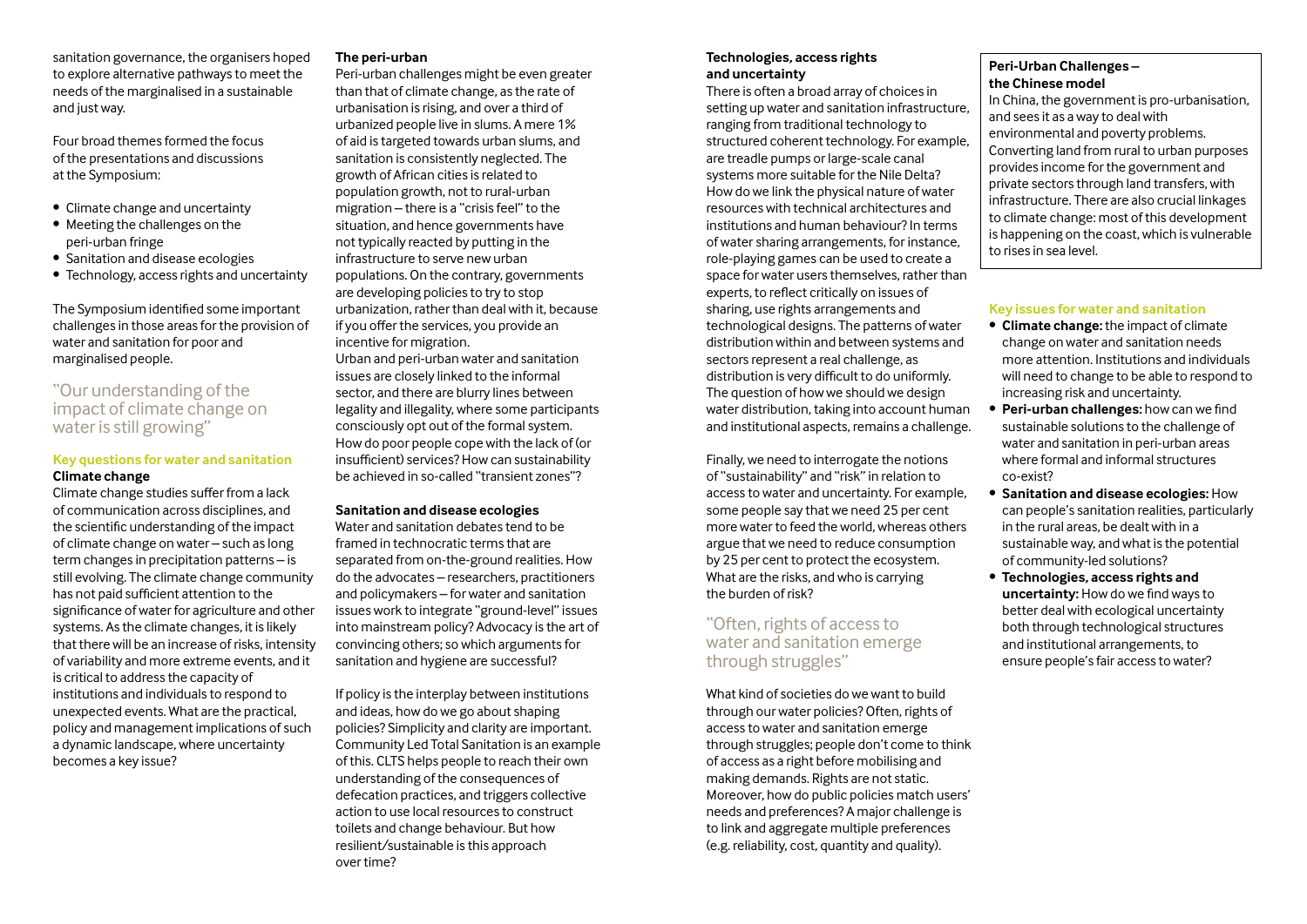sanitation governance, the organisers hoped to explore alternative pathways to meet the needs of the marginalised in a sustainable and just way.

Four broad themes formed the focus of the presentations and discussions at the Symposium:

- Climate change and uncertainty
- Meeting the challenges on the peri-urban fringe
- Sanitation and disease ecologies
- Technology, access rights and uncertainty

The Symposium identified some important challenges in those areas for the provision of water and sanitation for poor and marginalised people.

> "Our understanding of the impact of climate change on water is still growing"

## Key questions for water and sanitation

### Climate change

Climate change studies suffer from a lack of communication across disciplines, and the scientific understanding of the impact of climate change on water – such as long term changes in precipitation patterns – is still evolving. The climate change community has not paid sufficient attention to the significance of water for agriculture and other systems. As the climate changes, it is likely that there will be an increase of risks, intensity of variability and more extreme events, and it is critical to address the capacity of institutions and individuals to respond to unexpected events. What are the practical, policy and management implications of such a dynamic landscape, where uncertainty becomes a key issue?

### The peri-urban

Peri-urban challenges might be even greater than that of climate change, as the rate of urbanisation is rising, and over a third of urbanized people live in slums. A mere 1% of aid is targeted towards urban slums, and sanitation is consistently neglected. The growth of African cities is related to population growth, not to rural-urban migration – there is a "crisis feel" to the situation, and hence governments have not typically reacted by putting in the infrastructure to serve new urban populations. On the contrary, governments are developing policies to try to stop urbanization, rather than deal with it, because if you offer the services, you provide an incentive for migration.
Urban and peri-urban water and sanitation issues are closely linked to the informal sector, and there are blurry lines between legality and illegality, where some participants consciously opt out of the formal system. How do poor people cope with the lack of (or insufficient) services? How can sustainability be achieved in so-called "transient zones"?

### Sanitation and disease ecologies

Water and sanitation debates tend to be framed in technocratic terms that are separated from on-the-ground realities. How do the advocates – researchers, practitioners and policymakers – for water and sanitation issues work to integrate "ground-level" issues into mainstream policy? Advocacy is the art of convincing others; so which arguments for sanitation and hygiene are successful?

If policy is the interplay between institutions and ideas, how do we go about shaping policies? Simplicity and clarity are important. Community Led Total Sanitation is an example of this. CLTS helps people to reach their own understanding of the consequences of defecation practices, and triggers collective action to use local resources to construct toilets and change behaviour. But how resilient/sustainable is this approach over time?

### Technologies, access rights and uncertainty

There is often a broad array of choices in setting up water and sanitation infrastructure, ranging from traditional technology to structured coherent technology. For example, are treadle pumps or large-scale canal systems more suitable for the Nile Delta? How do we link the physical nature of water resources with technical architectures and institutions and human behaviour? In terms of water sharing arrangements, for instance, role-playing games can be used to create a space for water users themselves, rather than experts, to reflect critically on issues of sharing, use rights arrangements and technological designs. The patterns of water distribution within and between systems and sectors represent a real challenge, as distribution is very difficult to do uniformly. The question of how we should we design water distribution, taking into account human and institutional aspects, remains a challenge.

Finally, we need to interrogate the notions of "sustainability" and "risk" in relation to access to water and uncertainty. For example, some people say that we need 25 per cent more water to feed the world, whereas others argue that we need to reduce consumption by 25 per cent to protect the ecosystem. What are the risks, and who is carrying the burden of risk?

> "Often, rights of access to water and sanitation emerge through struggles"

What kind of societies do we want to build through our water policies? Often, rights of access to water and sanitation emerge through struggles; people don't come to think of access as a right before mobilising and making demands. Rights are not static. Moreover, how do public policies match users' needs and preferences? A major challenge is to link and aggregate multiple preferences (e.g. reliability, cost, quantity and quality).

**Peri-Urban Challenges – the Chinese model**

In China, the government is pro-urbanisation, and sees it as a way to deal with environmental and poverty problems. Converting land from rural to urban purposes provides income for the government and private sectors through land transfers, with infrastructure. There are also crucial linkages to climate change: most of this development is happening on the coast, which is vulnerable to rises in sea level.

## Key issues for water and sanitation

- **Climate change:** the impact of climate change on water and sanitation needs more attention. Institutions and individuals will need to change to be able to respond to increasing risk and uncertainty.
- **Peri-urban challenges:** how can we find sustainable solutions to the challenge of water and sanitation in peri-urban areas where formal and informal structures co-exist?
- **Sanitation and disease ecologies:** How can people's sanitation realities, particularly in the rural areas, be dealt with in a sustainable way, and what is the potential of community-led solutions?
- **Technologies, access rights and uncertainty:** How do we find ways to better deal with ecological uncertainty both through technological structures and institutional arrangements, to ensure people's fair access to water?